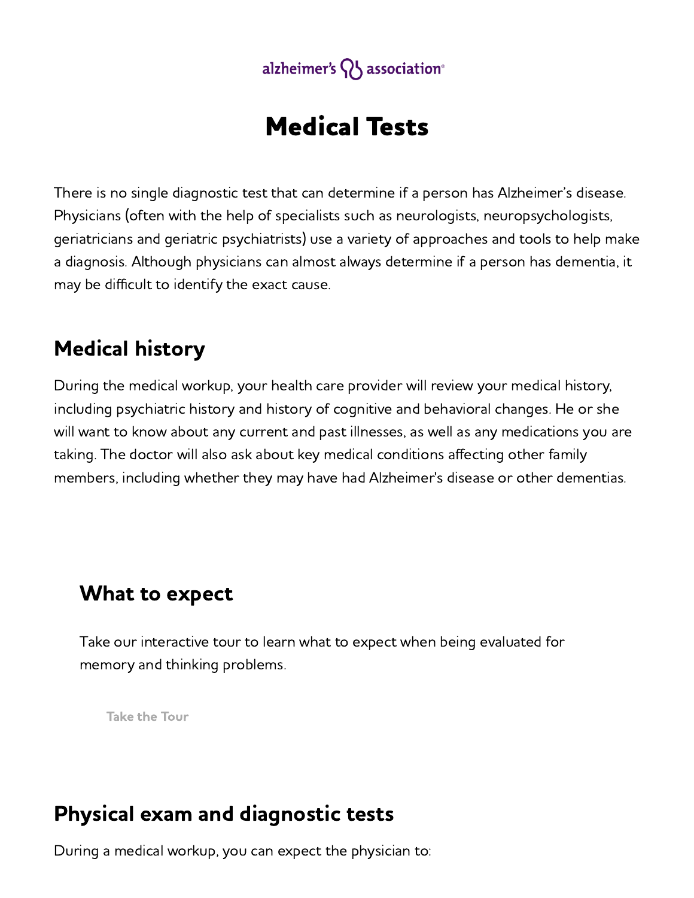# Medical Tests

There is no single diagnostic test that can determine if a person has Alzheimer's disease. Physicians (often with the help of specialists such as neurologists, neuropsychologists, geriatricians and geriatric psychiatrists) use a variety of approaches and tools to help make a diagnosis. Although physicians can almost always determine if a person has dementia, it may be difficult to identify the exact cause.

## Medical history

During the medical workup, your health care provider will review your medical history, including psychiatric history and history of cognitive and behavioral changes. He or she will want to know about any current and past illnesses, as well as any medications you are taking. The doctor will also ask about key medical conditions affecting other family members, including whether they may have had Alzheimer's disease or other dementias.

### What to expect

Take our interactive tour to learn what to expect when being evaluated for memory and thinking problems.

Take the Tour

## Physical exam and diagnostic tests

During a medical workup, you can expect the physician to: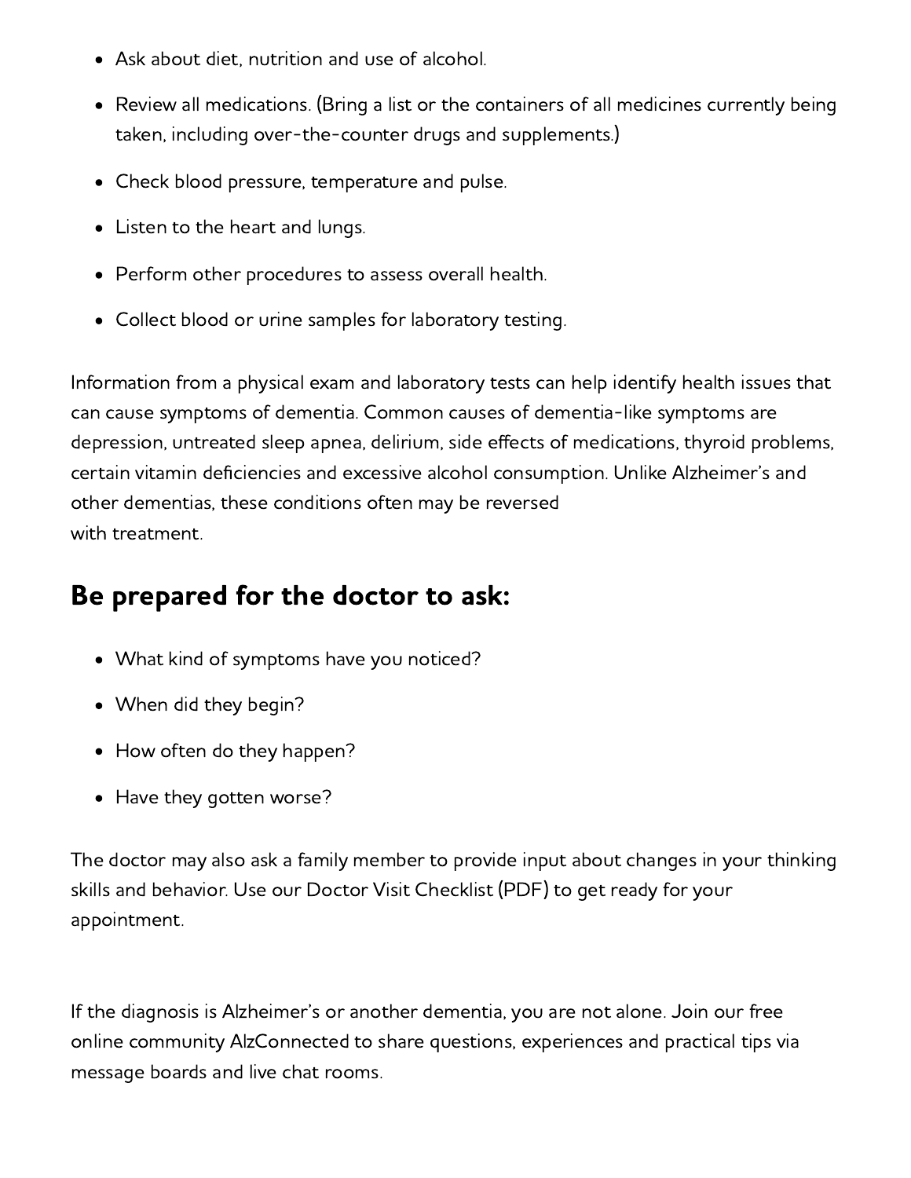- Ask about diet, nutrition and use of alcohol.
- Review all medications. (Bring a list or the containers of all medicines currently being taken, including over-the-counter drugs and supplements.)
- Check blood pressure, temperature and pulse.
- Listen to the heart and lungs.
- Perform other procedures to assess overall health.
- Collect blood or urine samples for laboratory testing.

Information from a physical exam and laboratory tests can help identify health issues that can cause symptoms of dementia. Common causes of dementia-like symptoms are depression, untreated sleep apnea, delirium, side effects of medications, thyroid problems, certain vitamin deficiencies and excessive alcohol consumption. Unlike Alzheimer's and other dementias, these conditions often may be reversed with treatment.

## Be prepared for the doctor to ask:

- What kind of symptoms have you noticed?
- When did they begin?
- How often do they happen?
- Have they gotten worse?

The doctor may also ask a family member to provide input about changes in your thinking skills and behavior. Use our Doctor Visit Checklist (PDF) to get ready for your appointment.

If the diagnosis is Alzheimer's or another dementia, you are not alone. Join our free online community AlzConnected to share questions, experiences and practical tips via message boards and live chat rooms.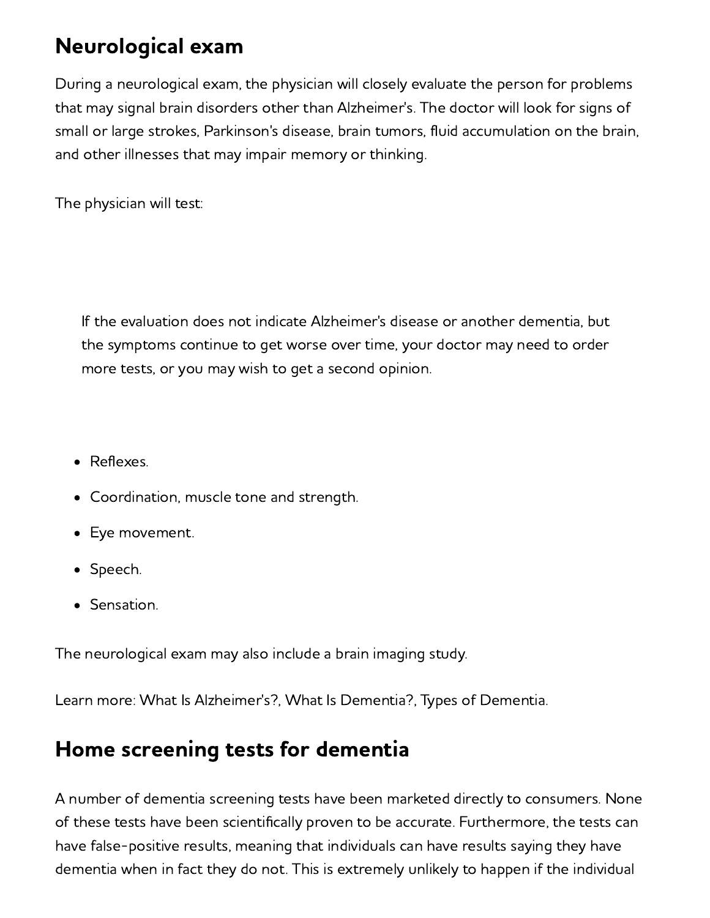## Neurological exam

During a neurological exam, the physician will closely evaluate the person for problems that may signal brain disorders other than Alzheimer's. The doctor will look for signs of small or large strokes, Parkinson's disease, brain tumors, fluid accumulation on the brain, and other illnesses that may impair memory or thinking.

The physician will test:

> If the evaluation does not indicate Alzheimer's disease or another dementia, but the symptoms continue to get worse over time, your doctor may need to order more tests, or you may wish to get a second opinion.

- Reflexes.
- Coordination, muscle tone and strength.
- Eye movement.
- Speech.
- Sensation.

The neurological exam may also include a brain imaging study.

Learn more: What Is Alzheimer's?, What Is Dementia?, Types of Dementia.

## Home screening tests for dementia

A number of dementia screening tests have been marketed directly to consumers. None of these tests have been scientifically proven to be accurate. Furthermore, the tests can have false-positive results, meaning that individuals can have results saying they have dementia when in fact they do not. This is extremely unlikely to happen if the individual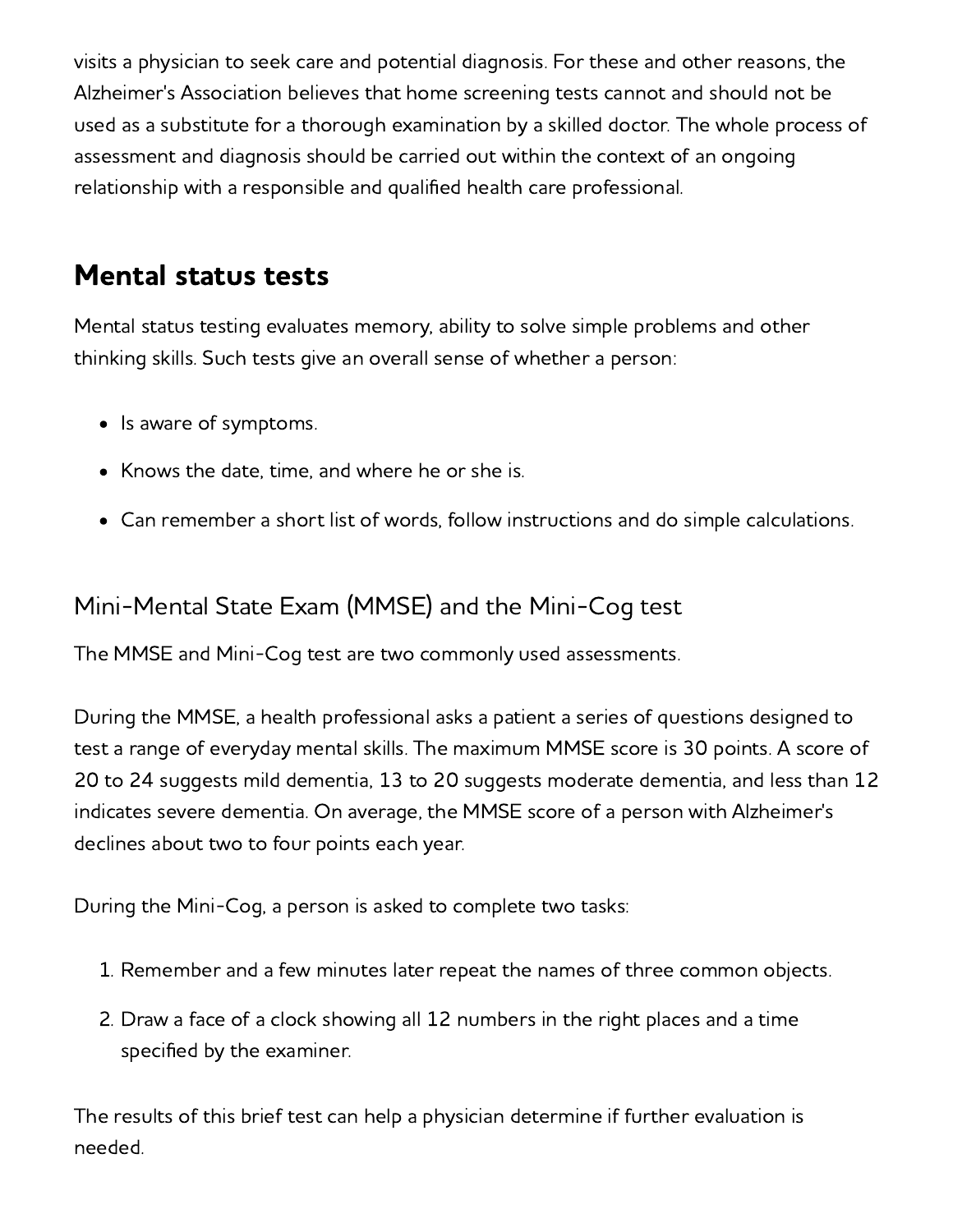visits a physician to seek care and potential diagnosis. For these and other reasons, the Alzheimer's Association believes that home screening tests cannot and should not be used as a substitute for a thorough examination by a skilled doctor. The whole process of assessment and diagnosis should be carried out within the context of an ongoing relationship with a responsible and qualified health care professional.

## Mental status tests

Mental status testing evaluates memory, ability to solve simple problems and other thinking skills. Such tests give an overall sense of whether a person:

- Is aware of symptoms.
- Knows the date, time, and where he or she is.
- Can remember a short list of words, follow instructions and do simple calculations.

### Mini-Mental State Exam (MMSE) and the Mini-Cog test

The MMSE and Mini-Cog test are two commonly used assessments.

During the MMSE, a health professional asks a patient a series of questions designed to test a range of everyday mental skills. The maximum MMSE score is 30 points. A score of 20 to 24 suggests mild dementia, 13 to 20 suggests moderate dementia, and less than 12 indicates severe dementia. On average, the MMSE score of a person with Alzheimer's declines about two to four points each year.

During the Mini-Cog, a person is asked to complete two tasks:

1. Remember and a few minutes later repeat the names of three common objects.
2. Draw a face of a clock showing all 12 numbers in the right places and a time specified by the examiner.

The results of this brief test can help a physician determine if further evaluation is needed.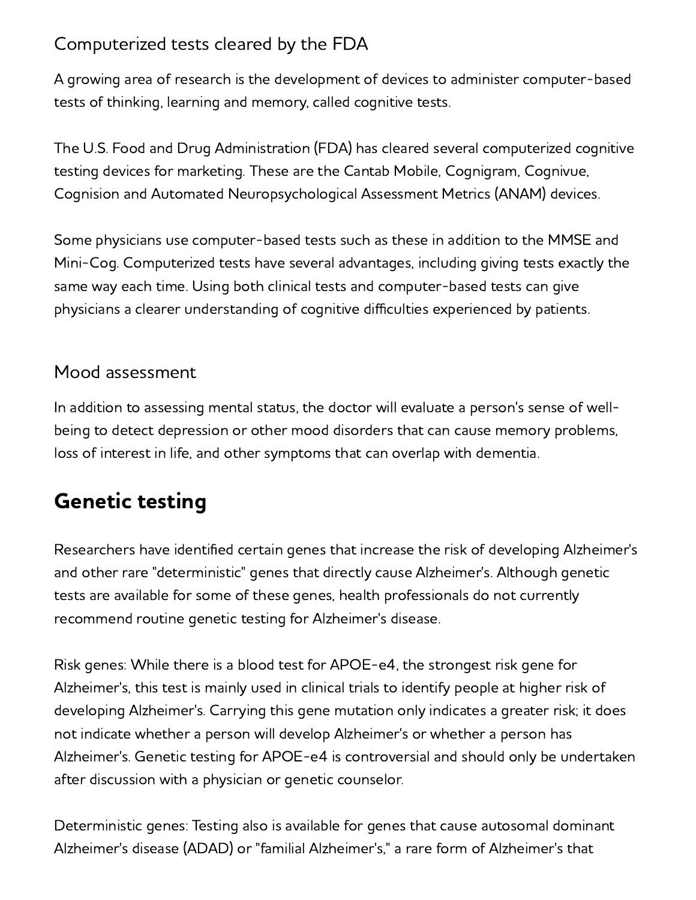### Computerized tests cleared by the FDA

A growing area of research is the development of devices to administer computer-based tests of thinking, learning and memory, called cognitive tests.

The U.S. Food and Drug Administration (FDA) has cleared several computerized cognitive testing devices for marketing. These are the Cantab Mobile, Cognigram, Cognivue, Cognision and Automated Neuropsychological Assessment Metrics (ANAM) devices.

Some physicians use computer-based tests such as these in addition to the MMSE and Mini-Cog. Computerized tests have several advantages, including giving tests exactly the same way each time. Using both clinical tests and computer-based tests can give physicians a clearer understanding of cognitive difficulties experienced by patients.

### Mood assessment

In addition to assessing mental status, the doctor will evaluate a person's sense of well-being to detect depression or other mood disorders that can cause memory problems, loss of interest in life, and other symptoms that can overlap with dementia.

## Genetic testing

Researchers have identified certain genes that increase the risk of developing Alzheimer's and other rare "deterministic" genes that directly cause Alzheimer's. Although genetic tests are available for some of these genes, health professionals do not currently recommend routine genetic testing for Alzheimer's disease.

Risk genes: While there is a blood test for APOE-e4, the strongest risk gene for Alzheimer's, this test is mainly used in clinical trials to identify people at higher risk of developing Alzheimer's. Carrying this gene mutation only indicates a greater risk; it does not indicate whether a person will develop Alzheimer's or whether a person has Alzheimer's. Genetic testing for APOE-e4 is controversial and should only be undertaken after discussion with a physician or genetic counselor.

Deterministic genes: Testing also is available for genes that cause autosomal dominant Alzheimer's disease (ADAD) or "familial Alzheimer's," a rare form of Alzheimer's that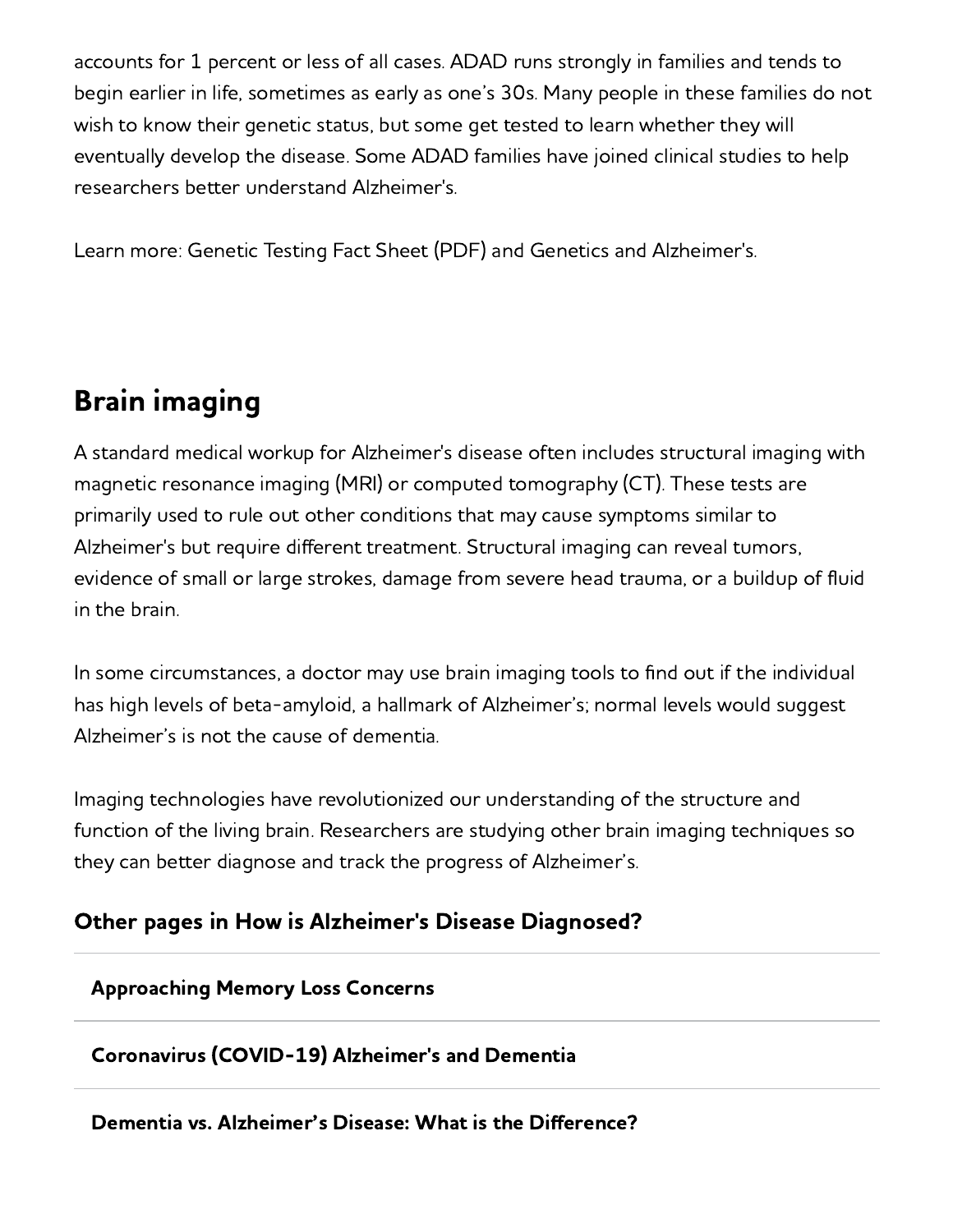accounts for 1 percent or less of all cases. ADAD runs strongly in families and tends to begin earlier in life, sometimes as early as one's 30s. Many people in these families do not wish to know their genetic status, but some get tested to learn whether they will eventually develop the disease. Some ADAD families have joined clinical studies to help researchers better understand Alzheimer's.

Learn more: Genetic Testing Fact Sheet (PDF) and Genetics and Alzheimer's.

## Brain imaging

A standard medical workup for Alzheimer's disease often includes structural imaging with magnetic resonance imaging (MRI) or computed tomography (CT). These tests are primarily used to rule out other conditions that may cause symptoms similar to Alzheimer's but require different treatment. Structural imaging can reveal tumors, evidence of small or large strokes, damage from severe head trauma, or a buildup of fluid in the brain.

In some circumstances, a doctor may use brain imaging tools to find out if the individual has high levels of beta-amyloid, a hallmark of Alzheimer's; normal levels would suggest Alzheimer's is not the cause of dementia.

Imaging technologies have revolutionized our understanding of the structure and function of the living brain. Researchers are studying other brain imaging techniques so they can better diagnose and track the progress of Alzheimer's.

### Other pages in How is Alzheimer's Disease Diagnosed?

**Approaching Memory Loss Concerns**

**Coronavirus (COVID-19) Alzheimer's and Dementia**

**Dementia vs. Alzheimer's Disease: What is the Difference?**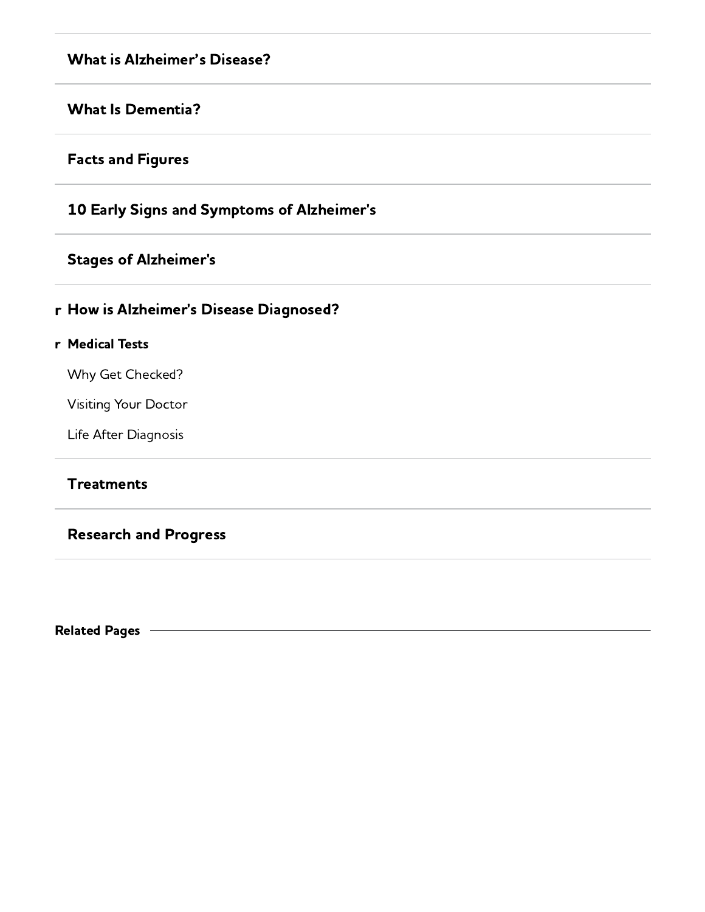**What is Alzheimer's Disease?**

**What Is Dementia?**

**Facts and Figures**

**10 Early Signs and Symptoms of Alzheimer's**

**Stages of Alzheimer's**

r **How is Alzheimer's Disease Diagnosed?**

r **Medical Tests**

Why Get Checked?

Visiting Your Doctor

Life After Diagnosis

**Treatments**

**Research and Progress**

**Related Pages**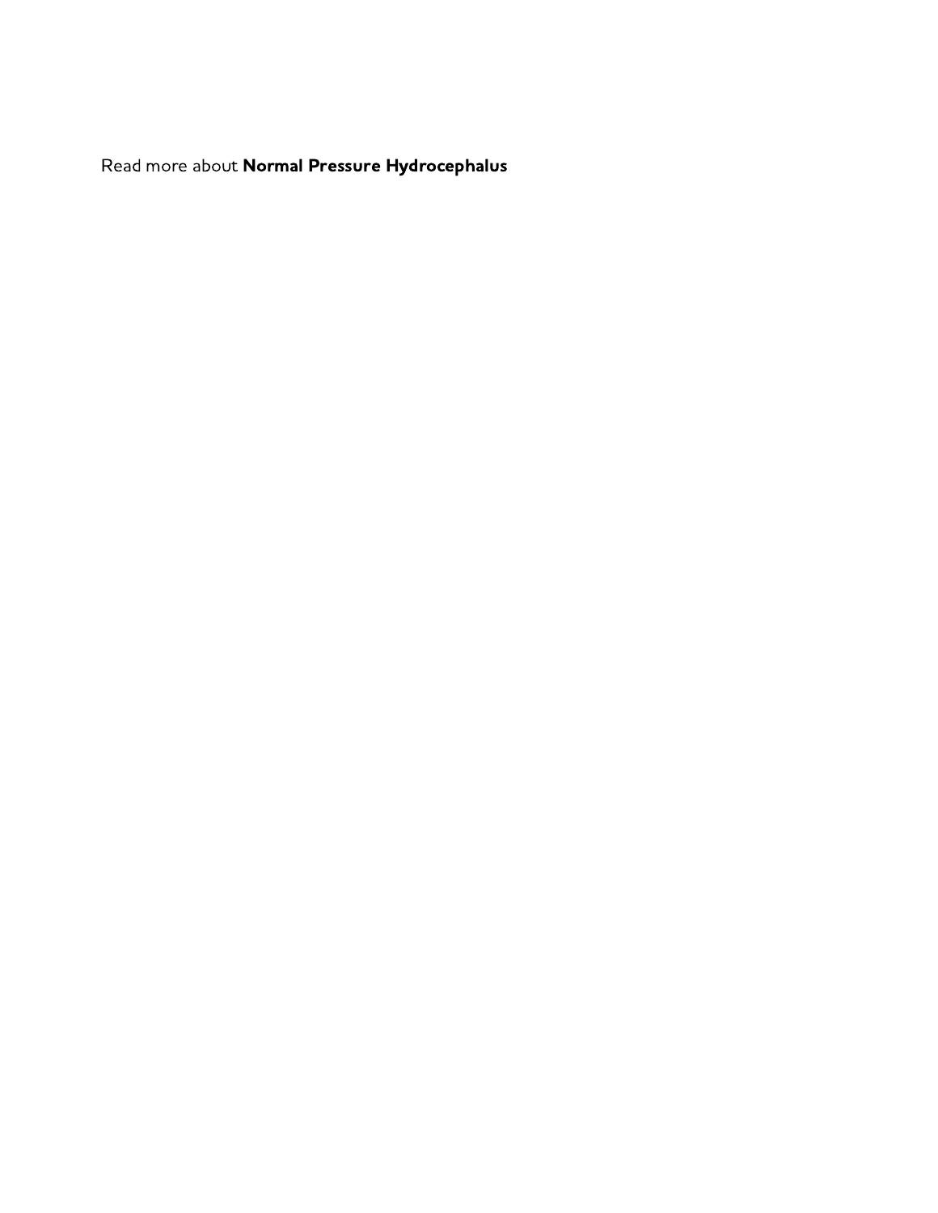Read more about **Normal Pressure Hydrocephalus**